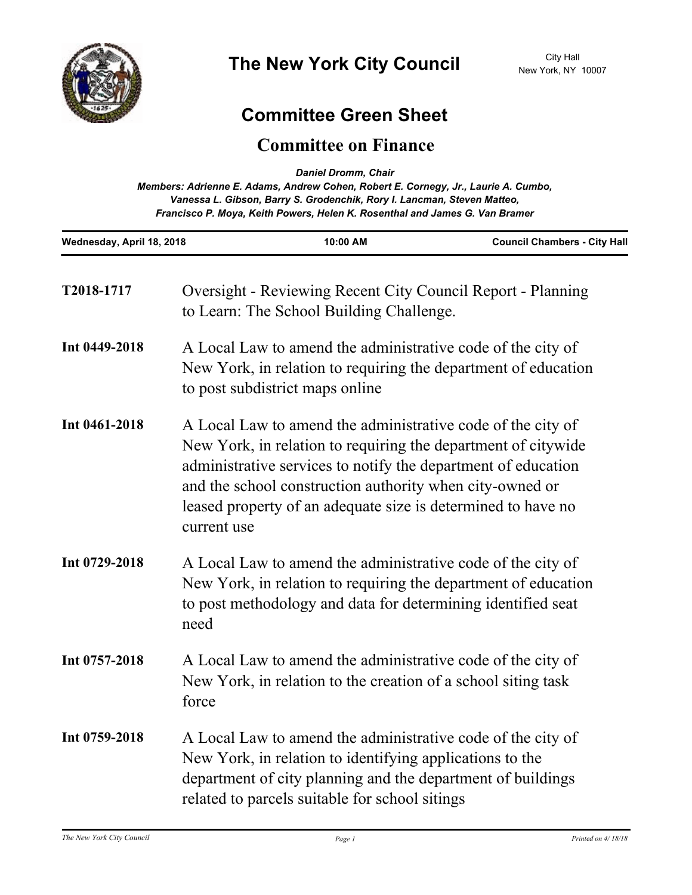# The New York City Council

City Hall
New York, NY 10007

## Committee Green Sheet

## Committee on Finance

*Daniel Dromm, Chair*

*Members: Adrienne E. Adams, Andrew Cohen, Robert E. Cornegy, Jr., Laurie A. Cumbo, Vanessa L. Gibson, Barry S. Grodenchik, Rory I. Lancman, Steven Matteo, Francisco P. Moya, Keith Powers, Helen K. Rosenthal and James G. Van Bramer*

| Wednesday, April 18, 2018 | 10:00 AM | Council Chambers - City Hall |
| --- | --- | --- |

**T2018-1717** Oversight - Reviewing Recent City Council Report - Planning to Learn: The School Building Challenge.

**Int 0449-2018** A Local Law to amend the administrative code of the city of New York, in relation to requiring the department of education to post subdistrict maps online

**Int 0461-2018** A Local Law to amend the administrative code of the city of New York, in relation to requiring the department of citywide administrative services to notify the department of education and the school construction authority when city-owned or leased property of an adequate size is determined to have no current use

**Int 0729-2018** A Local Law to amend the administrative code of the city of New York, in relation to requiring the department of education to post methodology and data for determining identified seat need

**Int 0757-2018** A Local Law to amend the administrative code of the city of New York, in relation to the creation of a school siting task force

**Int 0759-2018** A Local Law to amend the administrative code of the city of New York, in relation to identifying applications to the department of city planning and the department of buildings related to parcels suitable for school sitings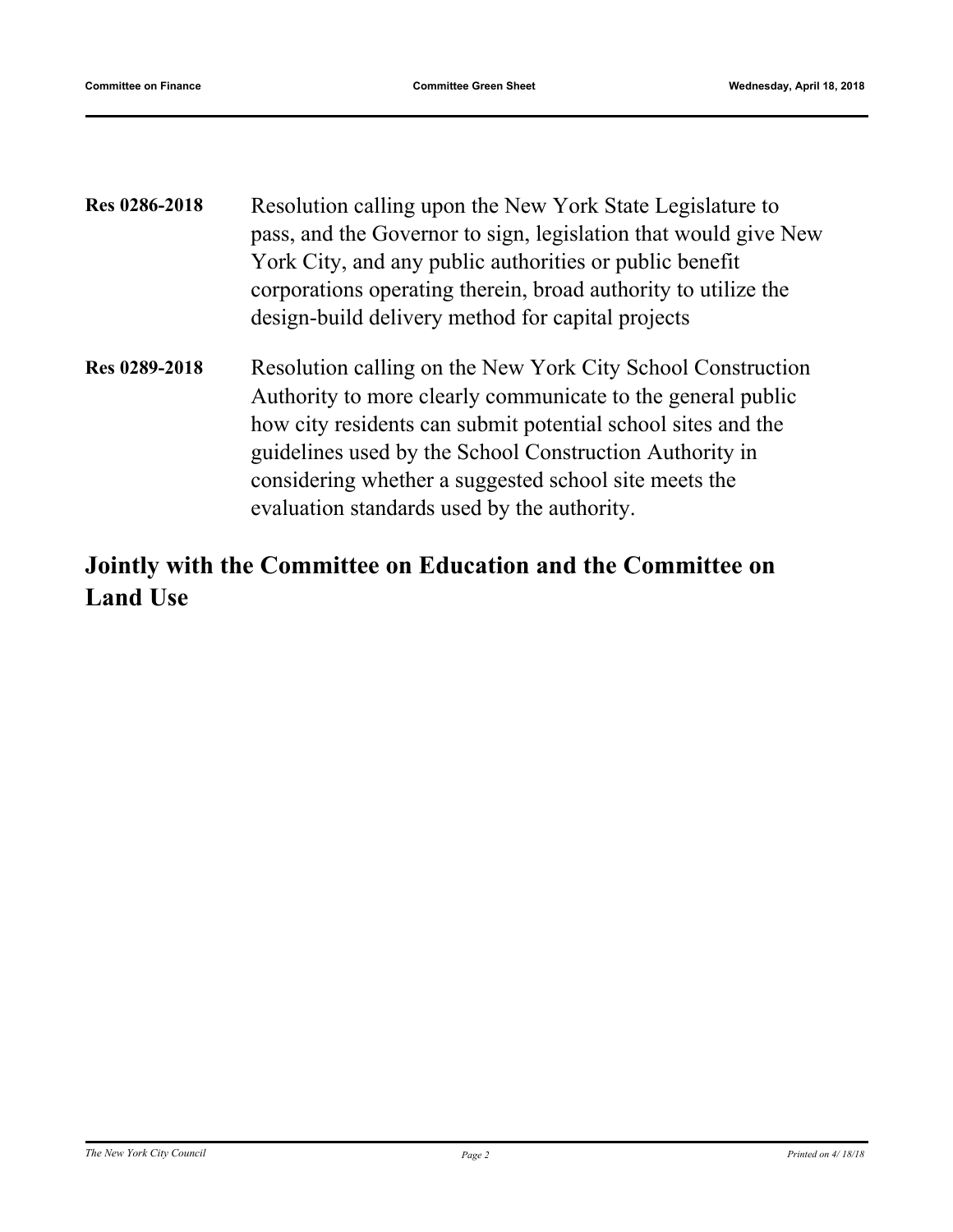**Res 0286-2018** Resolution calling upon the New York State Legislature to pass, and the Governor to sign, legislation that would give New York City, and any public authorities or public benefit corporations operating therein, broad authority to utilize the design-build delivery method for capital projects

**Res 0289-2018** Resolution calling on the New York City School Construction Authority to more clearly communicate to the general public how city residents can submit potential school sites and the guidelines used by the School Construction Authority in considering whether a suggested school site meets the evaluation standards used by the authority.

## Jointly with the Committee on Education and the Committee on Land Use